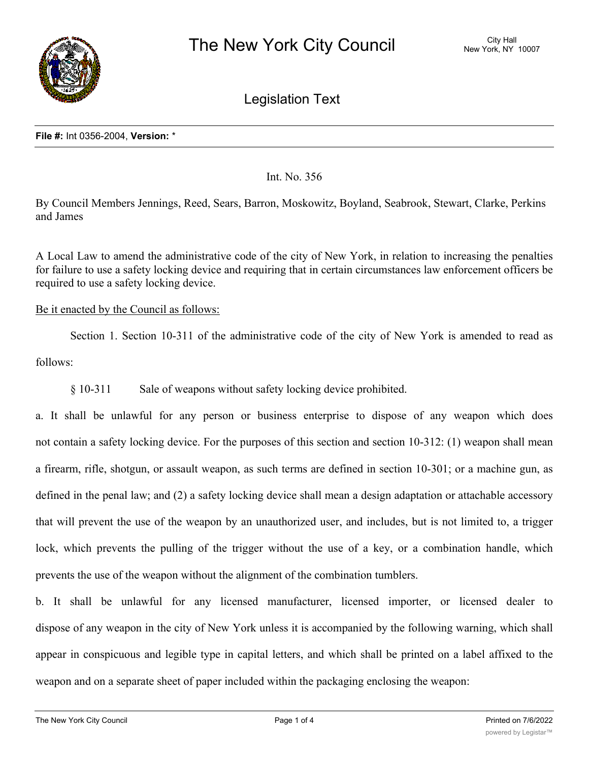# The New York City Council

City Hall
New York, NY 10007

## Legislation Text

**File #:** Int 0356-2004, **Version:** *

Int. No. 356

By Council Members Jennings, Reed, Sears, Barron, Moskowitz, Boyland, Seabrook, Stewart, Clarke, Perkins and James

A Local Law to amend the administrative code of the city of New York, in relation to increasing the penalties for failure to use a safety locking device and requiring that in certain circumstances law enforcement officers be required to use a safety locking device.

Be it enacted by the Council as follows:

Section 1. Section 10-311 of the administrative code of the city of New York is amended to read as follows:

§ 10-311 Sale of weapons without safety locking device prohibited.

a. It shall be unlawful for any person or business enterprise to dispose of any weapon which does not contain a safety locking device. For the purposes of this section and section 10-312: (1) weapon shall mean a firearm, rifle, shotgun, or assault weapon, as such terms are defined in section 10-301; or a machine gun, as defined in the penal law; and (2) a safety locking device shall mean a design adaptation or attachable accessory that will prevent the use of the weapon by an unauthorized user, and includes, but is not limited to, a trigger lock, which prevents the pulling of the trigger without the use of a key, or a combination handle, which prevents the use of the weapon without the alignment of the combination tumblers.

b. It shall be unlawful for any licensed manufacturer, licensed importer, or licensed dealer to dispose of any weapon in the city of New York unless it is accompanied by the following warning, which shall appear in conspicuous and legible type in capital letters, and which shall be printed on a label affixed to the weapon and on a separate sheet of paper included within the packaging enclosing the weapon: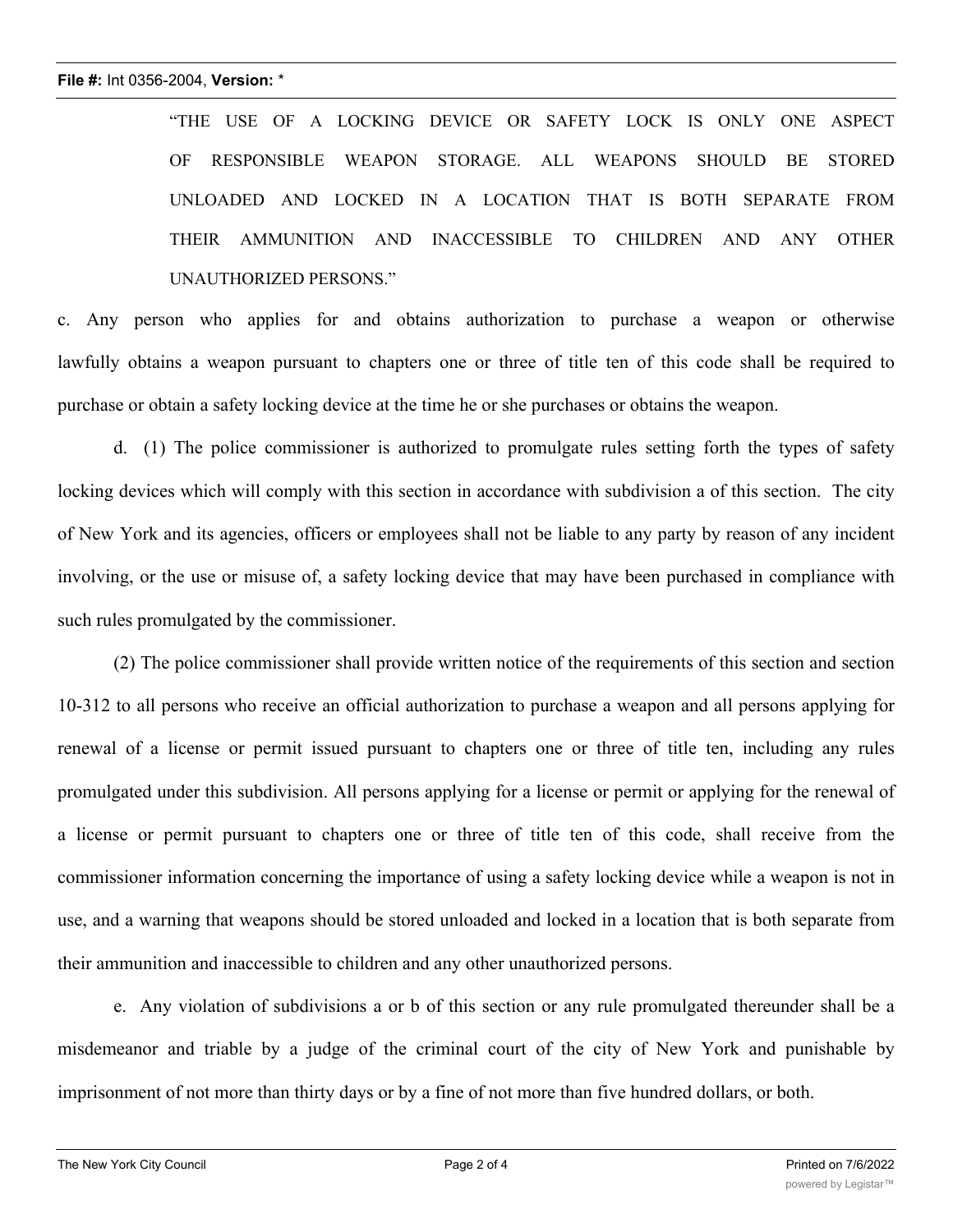"THE USE OF A LOCKING DEVICE OR SAFETY LOCK IS ONLY ONE ASPECT OF RESPONSIBLE WEAPON STORAGE. ALL WEAPONS SHOULD BE STORED UNLOADED AND LOCKED IN A LOCATION THAT IS BOTH SEPARATE FROM THEIR AMMUNITION AND INACCESSIBLE TO CHILDREN AND ANY OTHER UNAUTHORIZED PERSONS."

c. Any person who applies for and obtains authorization to purchase a weapon or otherwise lawfully obtains a weapon pursuant to chapters one or three of title ten of this code shall be required to purchase or obtain a safety locking device at the time he or she purchases or obtains the weapon.

d. (1) The police commissioner is authorized to promulgate rules setting forth the types of safety locking devices which will comply with this section in accordance with subdivision a of this section. The city of New York and its agencies, officers or employees shall not be liable to any party by reason of any incident involving, or the use or misuse of, a safety locking device that may have been purchased in compliance with such rules promulgated by the commissioner.

(2) The police commissioner shall provide written notice of the requirements of this section and section 10-312 to all persons who receive an official authorization to purchase a weapon and all persons applying for renewal of a license or permit issued pursuant to chapters one or three of title ten, including any rules promulgated under this subdivision. All persons applying for a license or permit or applying for the renewal of a license or permit pursuant to chapters one or three of title ten of this code, shall receive from the commissioner information concerning the importance of using a safety locking device while a weapon is not in use, and a warning that weapons should be stored unloaded and locked in a location that is both separate from their ammunition and inaccessible to children and any other unauthorized persons.

e. Any violation of subdivisions a or b of this section or any rule promulgated thereunder shall be a misdemeanor and triable by a judge of the criminal court of the city of New York and punishable by imprisonment of not more than thirty days or by a fine of not more than five hundred dollars, or both.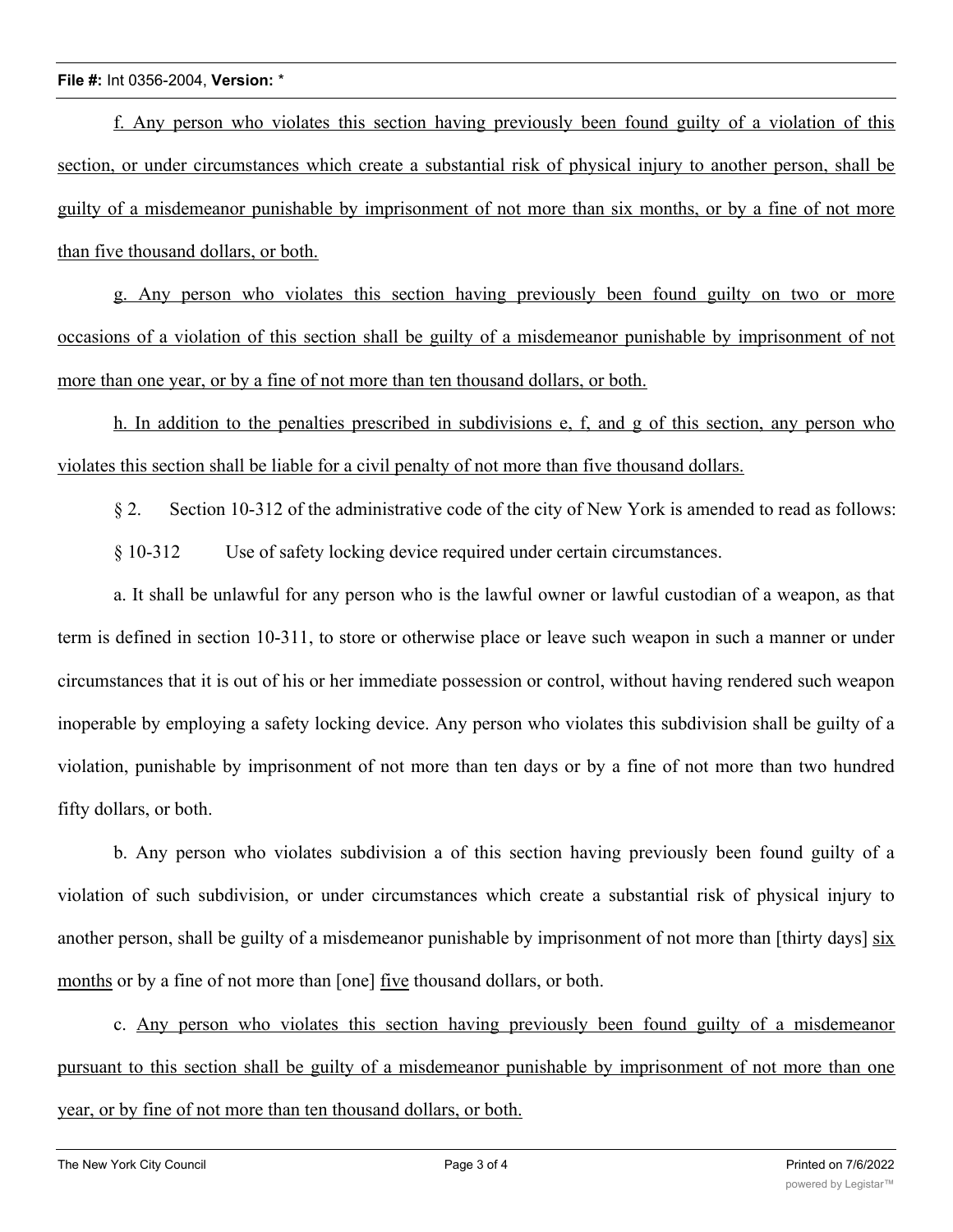f. Any person who violates this section having previously been found guilty of a violation of this section, or under circumstances which create a substantial risk of physical injury to another person, shall be guilty of a misdemeanor punishable by imprisonment of not more than six months, or by a fine of not more than five thousand dollars, or both.

g. Any person who violates this section having previously been found guilty on two or more occasions of a violation of this section shall be guilty of a misdemeanor punishable by imprisonment of not more than one year, or by a fine of not more than ten thousand dollars, or both.

h. In addition to the penalties prescribed in subdivisions e, f, and g of this section, any person who violates this section shall be liable for a civil penalty of not more than five thousand dollars.

§ 2. Section 10-312 of the administrative code of the city of New York is amended to read as follows:

§ 10-312 Use of safety locking device required under certain circumstances.

a. It shall be unlawful for any person who is the lawful owner or lawful custodian of a weapon, as that term is defined in section 10-311, to store or otherwise place or leave such weapon in such a manner or under circumstances that it is out of his or her immediate possession or control, without having rendered such weapon inoperable by employing a safety locking device. Any person who violates this subdivision shall be guilty of a violation, punishable by imprisonment of not more than ten days or by a fine of not more than two hundred fifty dollars, or both.

b. Any person who violates subdivision a of this section having previously been found guilty of a violation of such subdivision, or under circumstances which create a substantial risk of physical injury to another person, shall be guilty of a misdemeanor punishable by imprisonment of not more than [thirty days] six months or by a fine of not more than [one] five thousand dollars, or both.

c. Any person who violates this section having previously been found guilty of a misdemeanor pursuant to this section shall be guilty of a misdemeanor punishable by imprisonment of not more than one year, or by fine of not more than ten thousand dollars, or both.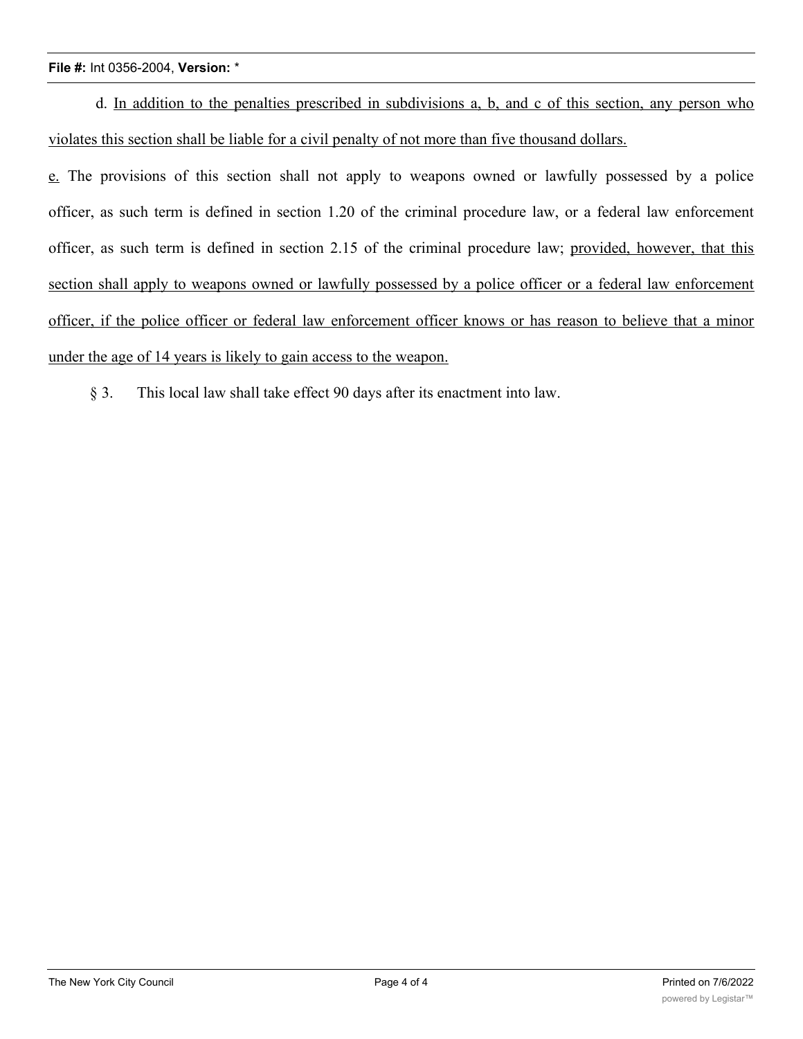d. In addition to the penalties prescribed in subdivisions a, b, and c of this section, any person who violates this section shall be liable for a civil penalty of not more than five thousand dollars.

e. The provisions of this section shall not apply to weapons owned or lawfully possessed by a police officer, as such term is defined in section 1.20 of the criminal procedure law, or a federal law enforcement officer, as such term is defined in section 2.15 of the criminal procedure law; provided, however, that this section shall apply to weapons owned or lawfully possessed by a police officer or a federal law enforcement officer, if the police officer or federal law enforcement officer knows or has reason to believe that a minor under the age of 14 years is likely to gain access to the weapon.

§ 3. This local law shall take effect 90 days after its enactment into law.